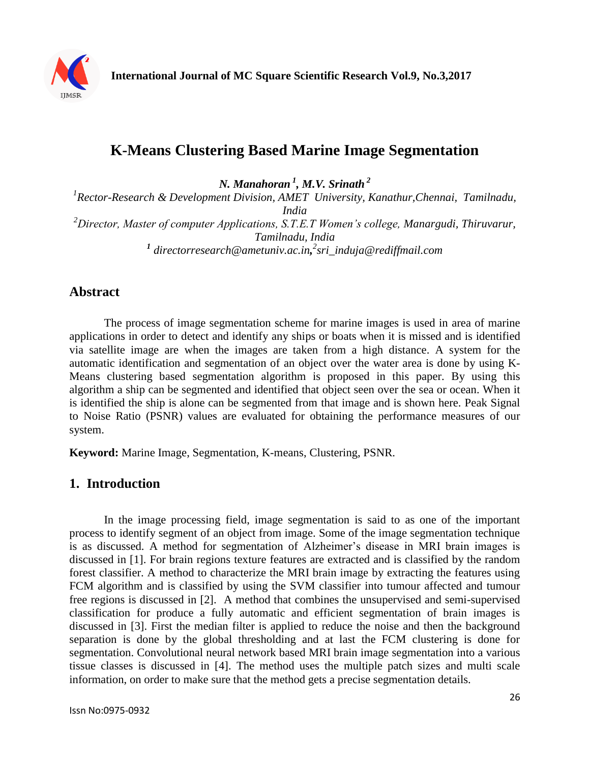# K-Means Clustering Based Marine Image Segmentation

***N. Manahoran*** **[1]**, ***M.V. Srinath*** **[2]**

[1]*Rector-Research & Development Division, AMET University, Kanathur,Chennai, Tamilnadu, India*

[2]*Director, Master of computer Applications, S.T.E.T Women's college, Manargudi, Thiruvarur, Tamilnadu, India*

[1] *directorresearch@ametuniv.ac.in*, [2]*sri_induja@rediffmail.com*

## Abstract

The process of image segmentation scheme for marine images is used in area of marine applications in order to detect and identify any ships or boats when it is missed and is identified via satellite image are when the images are taken from a high distance. A system for the automatic identification and segmentation of an object over the water area is done by using K-Means clustering based segmentation algorithm is proposed in this paper. By using this algorithm a ship can be segmented and identified that object seen over the sea or ocean. When it is identified the ship is alone can be segmented from that image and is shown here. Peak Signal to Noise Ratio (PSNR) values are evaluated for obtaining the performance measures of our system.

**Keyword:** Marine Image, Segmentation, K-means, Clustering, PSNR.

## 1. Introduction

In the image processing field, image segmentation is said to as one of the important process to identify segment of an object from image. Some of the image segmentation technique is as discussed. A method for segmentation of Alzheimer's disease in MRI brain images is discussed in [1]. For brain regions texture features are extracted and is classified by the random forest classifier. A method to characterize the MRI brain image by extracting the features using FCM algorithm and is classified by using the SVM classifier into tumour affected and tumour free regions is discussed in [2]. A method that combines the unsupervised and semi-supervised classification for produce a fully automatic and efficient segmentation of brain images is discussed in [3]. First the median filter is applied to reduce the noise and then the background separation is done by the global thresholding and at last the FCM clustering is done for segmentation. Convolutional neural network based MRI brain image segmentation into a various tissue classes is discussed in [4]. The method uses the multiple patch sizes and multi scale information, on order to make sure that the method gets a precise segmentation details.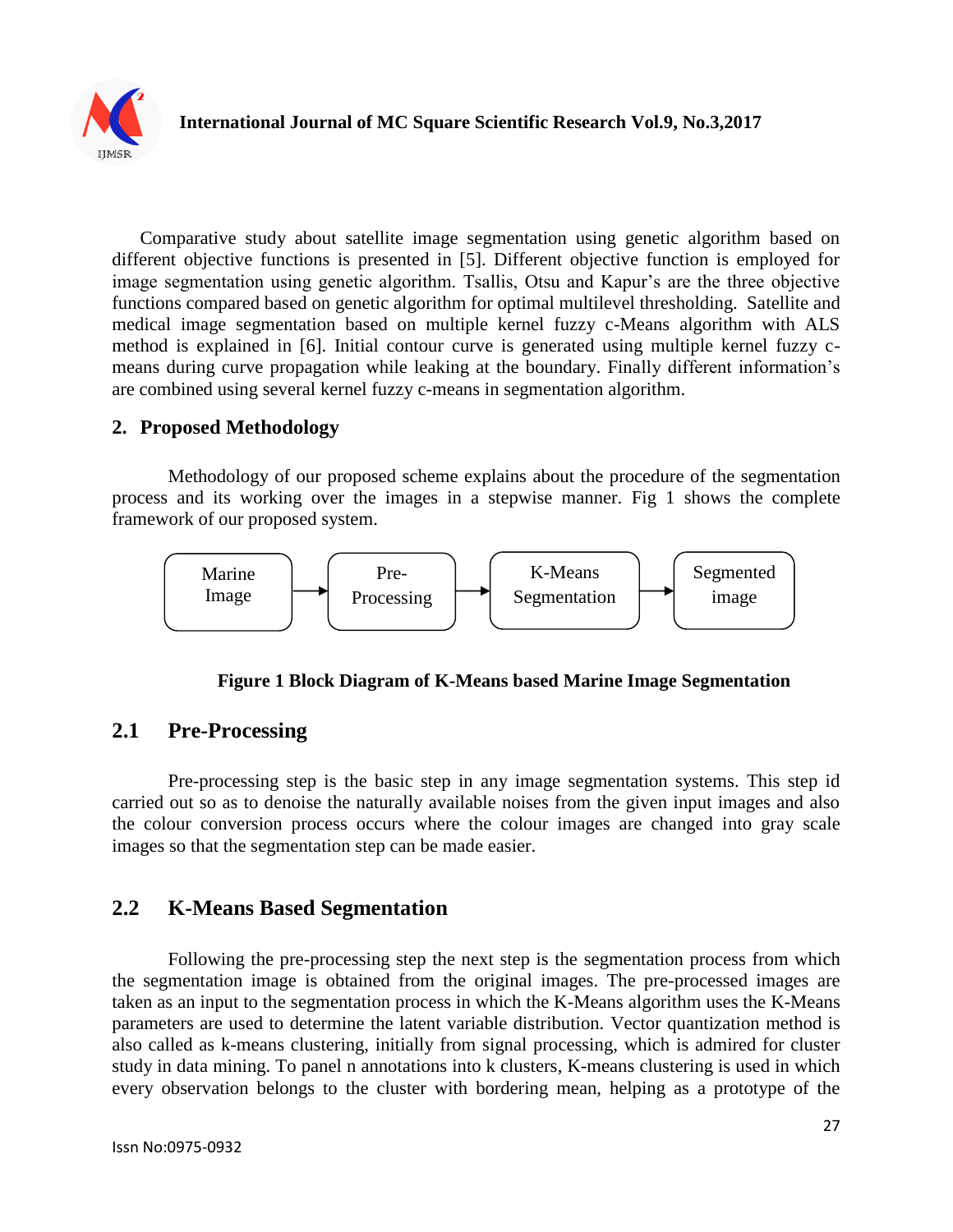Comparative study about satellite image segmentation using genetic algorithm based on different objective functions is presented in [5]. Different objective function is employed for image segmentation using genetic algorithm. Tsallis, Otsu and Kapur's are the three objective functions compared based on genetic algorithm for optimal multilevel thresholding. Satellite and medical image segmentation based on multiple kernel fuzzy c-Means algorithm with ALS method is explained in [6]. Initial contour curve is generated using multiple kernel fuzzy c-means during curve propagation while leaking at the boundary. Finally different information's are combined using several kernel fuzzy c-means in segmentation algorithm.

## 2. Proposed Methodology

Methodology of our proposed scheme explains about the procedure of the segmentation process and its working over the images in a stepwise manner. Fig 1 shows the complete framework of our proposed system.

Marine Image → Pre-Processing → K-Means Segmentation → Segmented image

**Figure 1 Block Diagram of K-Means based Marine Image Segmentation**

### 2.1 Pre-Processing

Pre-processing step is the basic step in any image segmentation systems. This step id carried out so as to denoise the naturally available noises from the given input images and also the colour conversion process occurs where the colour images are changed into gray scale images so that the segmentation step can be made easier.

### 2.2 K-Means Based Segmentation

Following the pre-processing step the next step is the segmentation process from which the segmentation image is obtained from the original images. The pre-processed images are taken as an input to the segmentation process in which the K-Means algorithm uses the K-Means parameters are used to determine the latent variable distribution. Vector quantization method is also called as k-means clustering, initially from signal processing, which is admired for cluster study in data mining. To panel n annotations into k clusters, K-means clustering is used in which every observation belongs to the cluster with bordering mean, helping as a prototype of the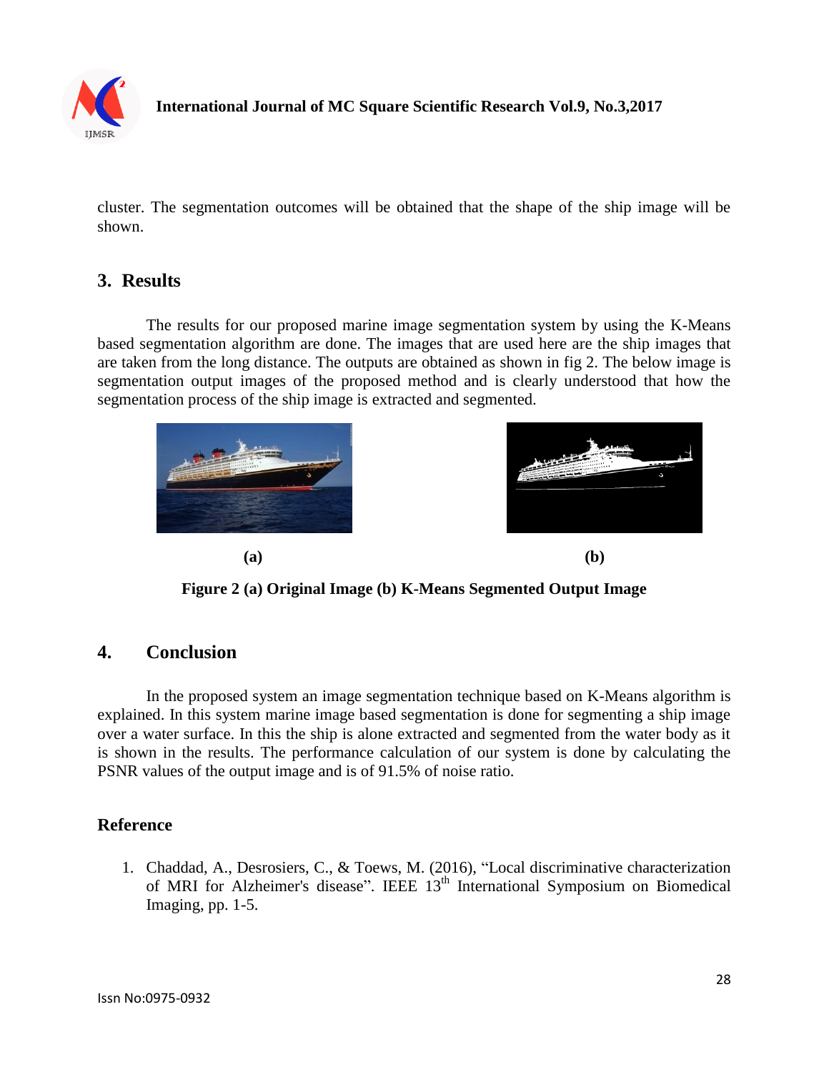cluster. The segmentation outcomes will be obtained that the shape of the ship image will be shown.

## 3. Results

The results for our proposed marine image segmentation system by using the K-Means based segmentation algorithm are done. The images that are used here are the ship images that are taken from the long distance. The outputs are obtained as shown in fig 2. The below image is segmentation output images of the proposed method and is clearly understood that how the segmentation process of the ship image is extracted and segmented.

**(a)** **(b)**

**Figure 2 (a) Original Image (b) K-Means Segmented Output Image**

## 4. Conclusion

In the proposed system an image segmentation technique based on K-Means algorithm is explained. In this system marine image based segmentation is done for segmenting a ship image over a water surface. In this the ship is alone extracted and segmented from the water body as it is shown in the results. The performance calculation of our system is done by calculating the PSNR values of the output image and is of 91.5% of noise ratio.

### Reference

1. Chaddad, A., Desrosiers, C., & Toews, M. (2016), "Local discriminative characterization of MRI for Alzheimer's disease". IEEE 13th International Symposium on Biomedical Imaging, pp. 1-5.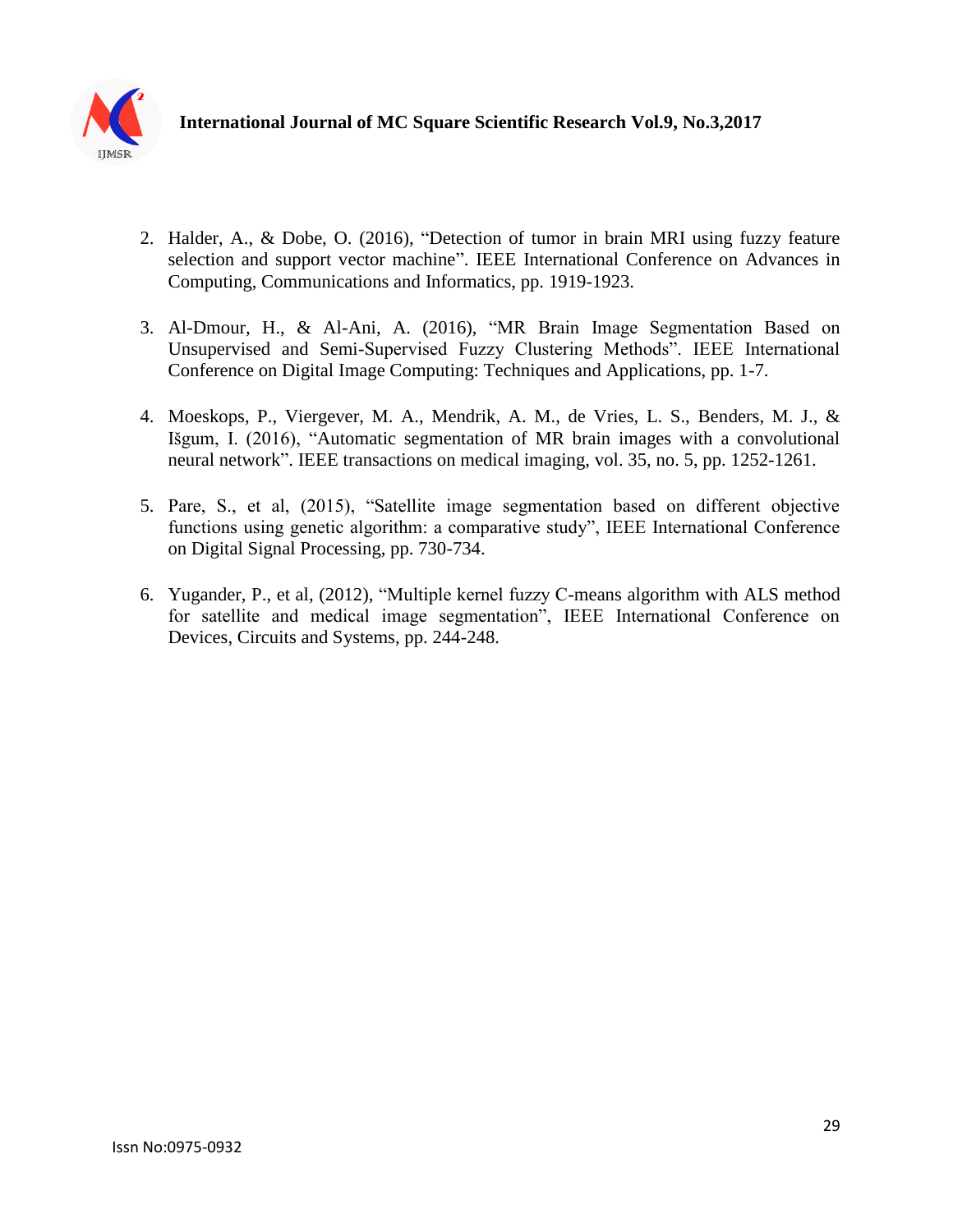2. Halder, A., & Dobe, O. (2016), "Detection of tumor in brain MRI using fuzzy feature selection and support vector machine". IEEE International Conference on Advances in Computing, Communications and Informatics, pp. 1919-1923.

3. Al-Dmour, H., & Al-Ani, A. (2016), "MR Brain Image Segmentation Based on Unsupervised and Semi-Supervised Fuzzy Clustering Methods". IEEE International Conference on Digital Image Computing: Techniques and Applications, pp. 1-7.

4. Moeskops, P., Viergever, M. A., Mendrik, A. M., de Vries, L. S., Benders, M. J., & Išgum, I. (2016), "Automatic segmentation of MR brain images with a convolutional neural network". IEEE transactions on medical imaging, vol. 35, no. 5, pp. 1252-1261.

5. Pare, S., et al, (2015), "Satellite image segmentation based on different objective functions using genetic algorithm: a comparative study", IEEE International Conference on Digital Signal Processing, pp. 730-734.

6. Yugander, P., et al, (2012), "Multiple kernel fuzzy C-means algorithm with ALS method for satellite and medical image segmentation", IEEE International Conference on Devices, Circuits and Systems, pp. 244-248.